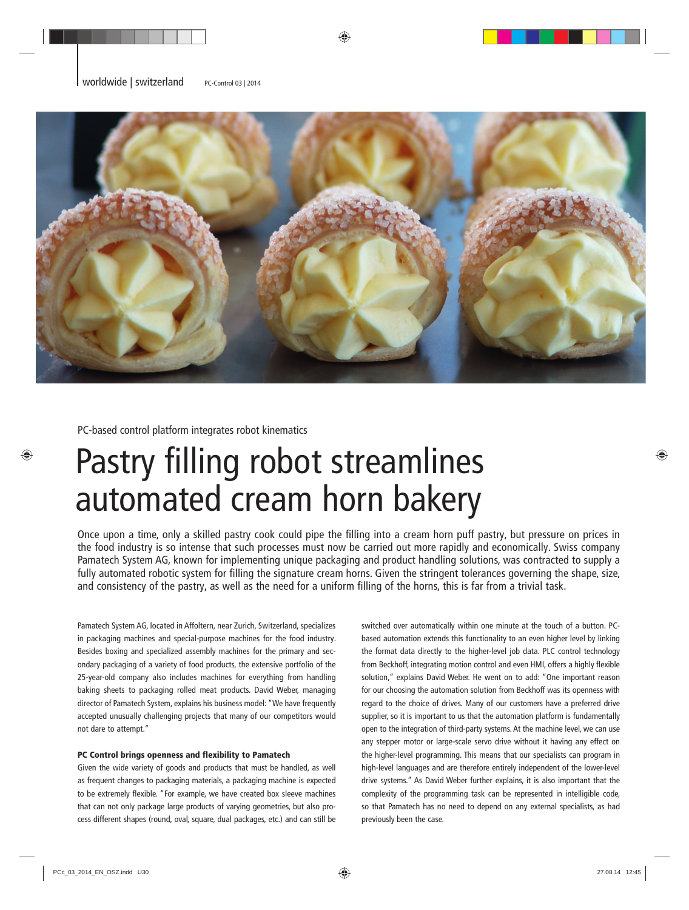PC-based control platform integrates robot kinematics

# Pastry filling robot streamlines automated cream horn bakery

Once upon a time, only a skilled pastry cook could pipe the filling into a cream horn puff pastry, but pressure on prices in the food industry is so intense that such processes must now be carried out more rapidly and economically. Swiss company Pamatech System AG, known for implementing unique packaging and product handling solutions, was contracted to supply a fully automated robotic system for filling the signature cream horns. Given the stringent tolerances governing the shape, size, and consistency of the pastry, as well as the need for a uniform filling of the horns, this is far from a trivial task.

Pamatech System AG, located in Affoltern, near Zurich, Switzerland, specializes in packaging machines and special-purpose machines for the food industry. Besides boxing and specialized assembly machines for the primary and secondary packaging of a variety of food products, the extensive portfolio of the 25-year-old company also includes machines for everything from handling baking sheets to packaging rolled meat products. David Weber, managing director of Pamatech System, explains his business model: "We have frequently accepted unusually challenging projects that many of our competitors would not dare to attempt."

### PC Control brings openness and flexibility to Pamatech

Given the wide variety of goods and products that must be handled, as well as frequent changes to packaging materials, a packaging machine is expected to be extremely flexible. "For example, we have created box sleeve machines that can not only package large products of varying geometries, but also process different shapes (round, oval, square, dual packages, etc.) and can still be switched over automatically within one minute at the touch of a button. PC-based automation extends this functionality to an even higher level by linking the format data directly to the higher-level job data. PLC control technology from Beckhoff, integrating motion control and even HMI, offers a highly flexible solution," explains David Weber. He went on to add: "One important reason for our choosing the automation solution from Beckhoff was its openness with regard to the choice of drives. Many of our customers have a preferred drive supplier, so it is important to us that the automation platform is fundamentally open to the integration of third-party systems. At the machine level, we can use any stepper motor or large-scale servo drive without it having any effect on the higher-level programming. This means that our specialists can program in high-level languages and are therefore entirely independent of the lower-level drive systems." As David Weber further explains, it is also important that the complexity of the programming task can be represented in intelligible code, so that Pamatech has no need to depend on any external specialists, as had previously been the case.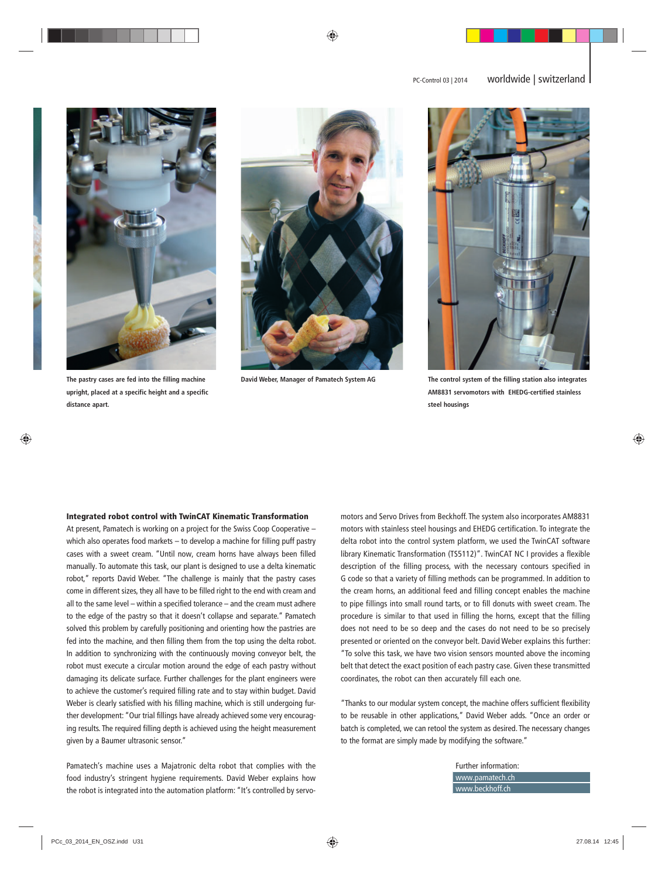The pastry cases are fed into the filling machine upright, placed at a specific height and a specific distance apart.

David Weber, Manager of Pamatech System AG

The control system of the filling station also integrates AM8831 servomotors with EHEDG-certified stainless steel housings

### Integrated robot control with TwinCAT Kinematic Transformation

At present, Pamatech is working on a project for the Swiss Coop Cooperative – which also operates food markets – to develop a machine for filling puff pastry cases with a sweet cream. "Until now, cream horns have always been filled manually. To automate this task, our plant is designed to use a delta kinematic robot," reports David Weber. "The challenge is mainly that the pastry cases come in different sizes, they all have to be filled right to the end with cream and all to the same level – within a specified tolerance – and the cream must adhere to the edge of the pastry so that it doesn't collapse and separate." Pamatech solved this problem by carefully positioning and orienting how the pastries are fed into the machine, and then filling them from the top using the delta robot. In addition to synchronizing with the continuously moving conveyor belt, the robot must execute a circular motion around the edge of each pastry without damaging its delicate surface. Further challenges for the plant engineers were to achieve the customer's required filling rate and to stay within budget. David Weber is clearly satisfied with his filling machine, which is still undergoing further development: "Our trial fillings have already achieved some very encouraging results. The required filling depth is achieved using the height measurement given by a Baumer ultrasonic sensor."

Pamatech's machine uses a Majatronic delta robot that complies with the food industry's stringent hygiene requirements. David Weber explains how the robot is integrated into the automation platform: "It's controlled by servomotors and Servo Drives from Beckhoff. The system also incorporates AM8831 motors with stainless steel housings and EHEDG certification. To integrate the delta robot into the control system platform, we used the TwinCAT software library Kinematic Transformation (TS5112)". TwinCAT NC I provides a flexible description of the filling process, with the necessary contours specified in G code so that a variety of filling methods can be programmed. In addition to the cream horns, an additional feed and filling concept enables the machine to pipe fillings into small round tarts, or to fill donuts with sweet cream. The procedure is similar to that used in filling the horns, except that the filling does not need to be so deep and the cases do not need to be so precisely presented or oriented on the conveyor belt. David Weber explains this further: "To solve this task, we have two vision sensors mounted above the incoming belt that detect the exact position of each pastry case. Given these transmitted coordinates, the robot can then accurately fill each one.

"Thanks to our modular system concept, the machine offers sufficient flexibility to be reusable in other applications," David Weber adds. "Once an order or batch is completed, we can retool the system as desired. The necessary changes to the format are simply made by modifying the software."

Further information:
www.pamatech.ch
www.beckhoff.ch